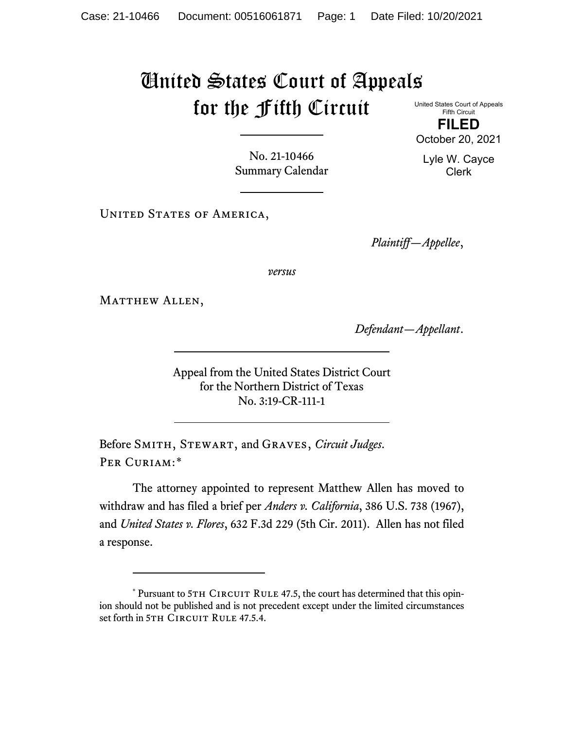# United States Court of Appeals for the Fifth Circuit

United States Court of Appeals
Fifth Circuit

**FILED**

October 20, 2021

Lyle W. Cayce
Clerk

No. 21-10466
Summary Calendar

---

United States of America,

*Plaintiff—Appellee*,

*versus*

Matthew Allen,

*Defendant—Appellant*.

---

Appeal from the United States District Court
for the Northern District of Texas
No. 3:19-CR-111-1

---

Before Smith, Stewart, and Graves, *Circuit Judges*.

Per Curiam:*

The attorney appointed to represent Matthew Allen has moved to withdraw and has filed a brief per *Anders v. California*, 386 U.S. 738 (1967), and *United States v. Flores*, 632 F.3d 229 (5th Cir. 2011). Allen has not filed a response.

---

* Pursuant to 5th Circuit Rule 47.5, the court has determined that this opinion should not be published and is not precedent except under the limited circumstances set forth in 5th Circuit Rule 47.5.4.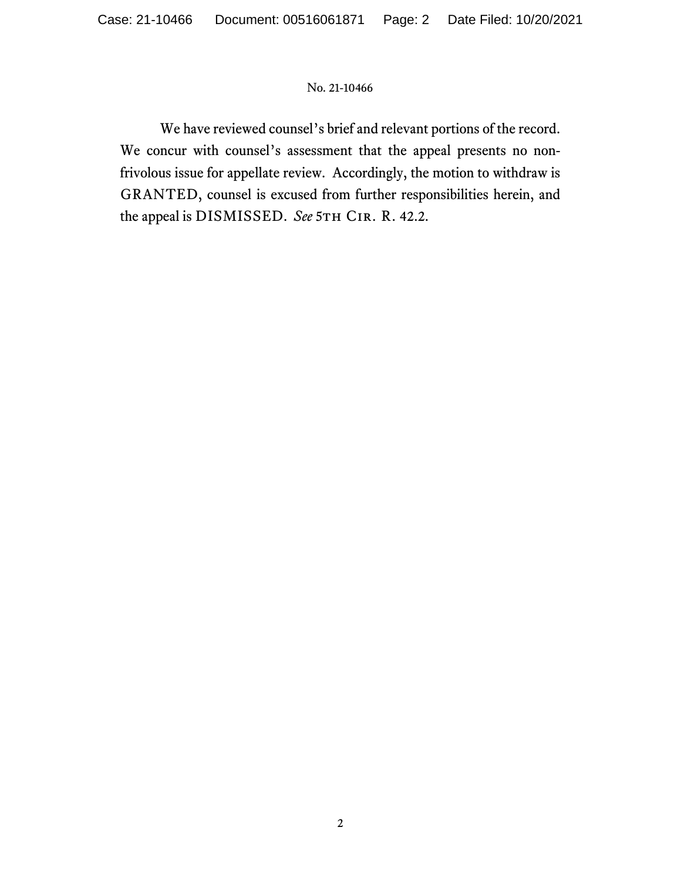No. 21-10466

We have reviewed counsel's brief and relevant portions of the record. We concur with counsel's assessment that the appeal presents no non-frivolous issue for appellate review. Accordingly, the motion to withdraw is GRANTED, counsel is excused from further responsibilities herein, and the appeal is DISMISSED. *See* 5TH CIR. R. 42.2.